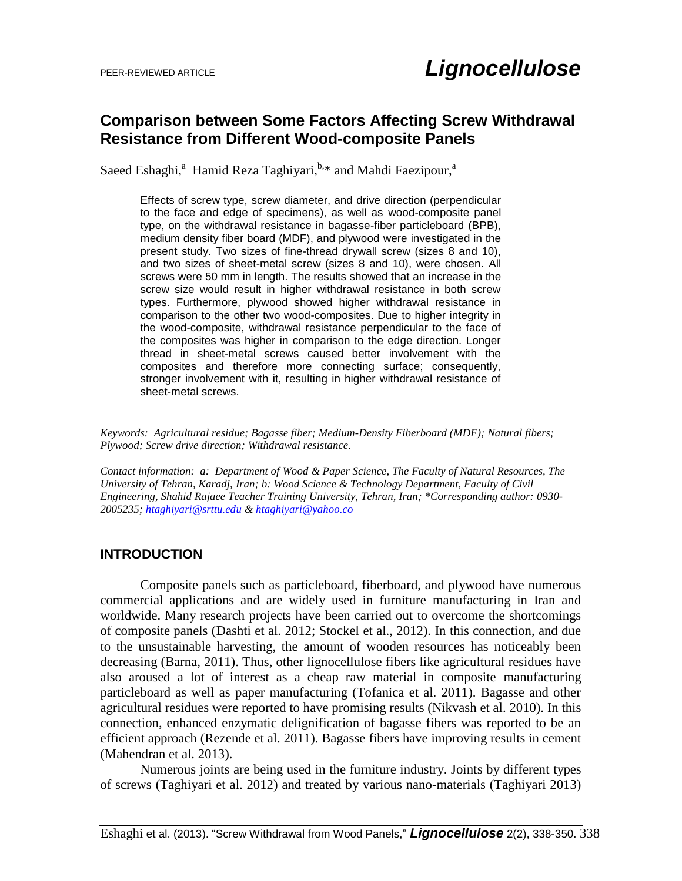PEER-REVIEWED ARTICLE

# Comparison between Some Factors Affecting Screw Withdrawal Resistance from Different Wood-composite Panels

Saeed Eshaghi,[a] Hamid Reza Taghiyari,[b,*] and Mahdi Faezipour,[a]

Effects of screw type, screw diameter, and drive direction (perpendicular to the face and edge of specimens), as well as wood-composite panel type, on the withdrawal resistance in bagasse-fiber particleboard (BPB), medium density fiber board (MDF), and plywood were investigated in the present study. Two sizes of fine-thread drywall screw (sizes 8 and 10), and two sizes of sheet-metal screw (sizes 8 and 10), were chosen. All screws were 50 mm in length. The results showed that an increase in the screw size would result in higher withdrawal resistance in both screw types. Furthermore, plywood showed higher withdrawal resistance in comparison to the other two wood-composites. Due to higher integrity in the wood-composite, withdrawal resistance perpendicular to the face of the composites was higher in comparison to the edge direction. Longer thread in sheet-metal screws caused better involvement with the composites and therefore more connecting surface; consequently, stronger involvement with it, resulting in higher withdrawal resistance of sheet-metal screws.

*Keywords: Agricultural residue; Bagasse fiber; Medium-Density Fiberboard (MDF); Natural fibers; Plywood; Screw drive direction; Withdrawal resistance.*

*Contact information: a: Department of Wood & Paper Science, The Faculty of Natural Resources, The University of Tehran, Karadj, Iran; b: Wood Science & Technology Department, Faculty of Civil Engineering, Shahid Rajaee Teacher Training University, Tehran, Iran; \*Corresponding author: 0930-2005235; htaghiyari@srttu.edu & htaghiyari@yahoo.co*

## INTRODUCTION

Composite panels such as particleboard, fiberboard, and plywood have numerous commercial applications and are widely used in furniture manufacturing in Iran and worldwide. Many research projects have been carried out to overcome the shortcomings of composite panels (Dashti et al. 2012; Stockel et al., 2012). In this connection, and due to the unsustainable harvesting, the amount of wooden resources has noticeably been decreasing (Barna, 2011). Thus, other lignocellulose fibers like agricultural residues have also aroused a lot of interest as a cheap raw material in composite manufacturing particleboard as well as paper manufacturing (Tofanica et al. 2011). Bagasse and other agricultural residues were reported to have promising results (Nikvash et al. 2010). In this connection, enhanced enzymatic delignification of bagasse fibers was reported to be an efficient approach (Rezende et al. 2011). Bagasse fibers have improving results in cement (Mahendran et al. 2013).

Numerous joints are being used in the furniture industry. Joints by different types of screws (Taghiyari et al. 2012) and treated by various nano-materials (Taghiyari 2013)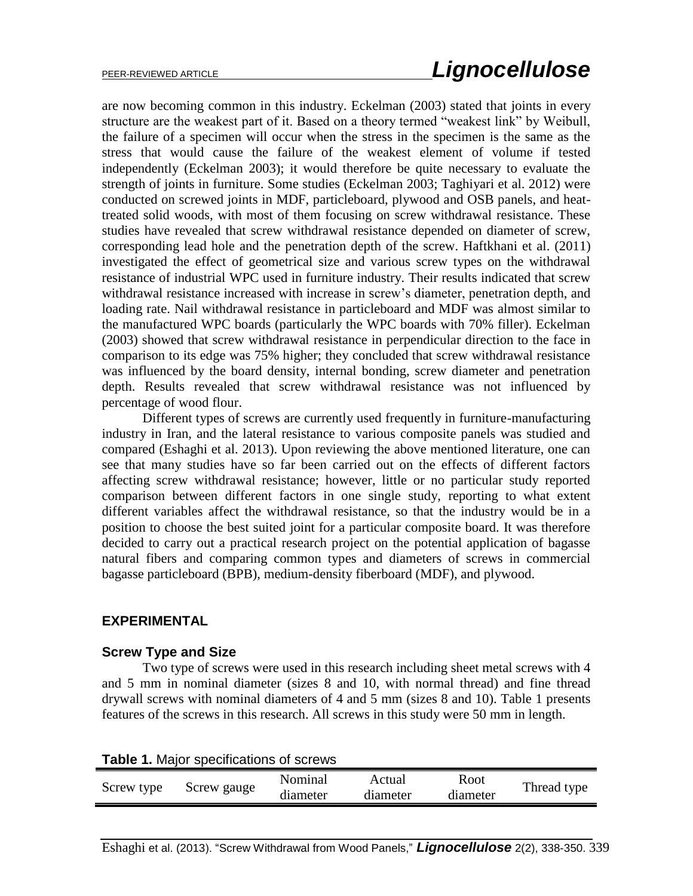are now becoming common in this industry. Eckelman (2003) stated that joints in every structure are the weakest part of it. Based on a theory termed "weakest link" by Weibull, the failure of a specimen will occur when the stress in the specimen is the same as the stress that would cause the failure of the weakest element of volume if tested independently (Eckelman 2003); it would therefore be quite necessary to evaluate the strength of joints in furniture. Some studies (Eckelman 2003; Taghiyari et al. 2012) were conducted on screwed joints in MDF, particleboard, plywood and OSB panels, and heat-treated solid woods, with most of them focusing on screw withdrawal resistance. These studies have revealed that screw withdrawal resistance depended on diameter of screw, corresponding lead hole and the penetration depth of the screw. Haftkhani et al. (2011) investigated the effect of geometrical size and various screw types on the withdrawal resistance of industrial WPC used in furniture industry. Their results indicated that screw withdrawal resistance increased with increase in screw's diameter, penetration depth, and loading rate. Nail withdrawal resistance in particleboard and MDF was almost similar to the manufactured WPC boards (particularly the WPC boards with 70% filler). Eckelman (2003) showed that screw withdrawal resistance in perpendicular direction to the face in comparison to its edge was 75% higher; they concluded that screw withdrawal resistance was influenced by the board density, internal bonding, screw diameter and penetration depth. Results revealed that screw withdrawal resistance was not influenced by percentage of wood flour.

Different types of screws are currently used frequently in furniture-manufacturing industry in Iran, and the lateral resistance to various composite panels was studied and compared (Eshaghi et al. 2013). Upon reviewing the above mentioned literature, one can see that many studies have so far been carried out on the effects of different factors affecting screw withdrawal resistance; however, little or no particular study reported comparison between different factors in one single study, reporting to what extent different variables affect the withdrawal resistance, so that the industry would be in a position to choose the best suited joint for a particular composite board. It was therefore decided to carry out a practical research project on the potential application of bagasse natural fibers and comparing common types and diameters of screws in commercial bagasse particleboard (BPB), medium-density fiberboard (MDF), and plywood.

## EXPERIMENTAL

### Screw Type and Size

Two type of screws were used in this research including sheet metal screws with 4 and 5 mm in nominal diameter (sizes 8 and 10, with normal thread) and fine thread drywall screws with nominal diameters of 4 and 5 mm (sizes 8 and 10). Table 1 presents features of the screws in this research. All screws in this study were 50 mm in length.

**Table 1.** Major specifications of screws

| Screw type | Screw gauge | Nominal diameter | Actual diameter | Root diameter | Thread type |
|---|---|---|---|---|---|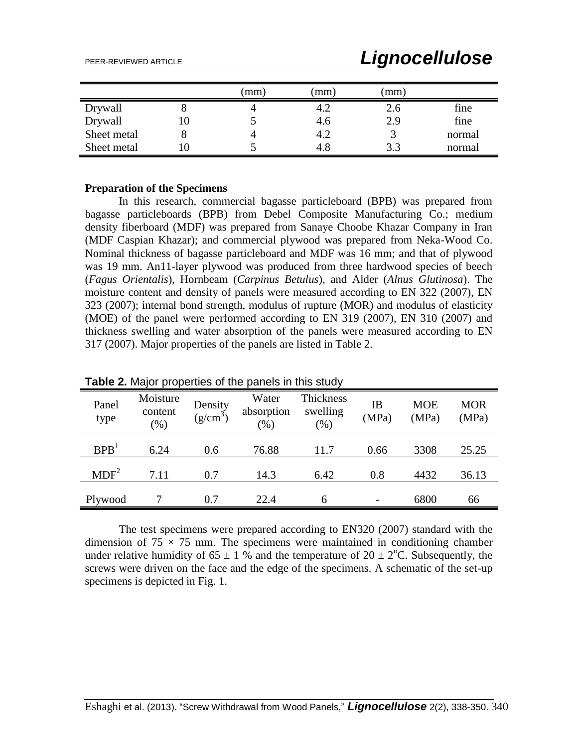| | | (mm) | (mm) | (mm) | |
|---|---|---|---|---|---|
| Drywall | 8 | 4 | 4.2 | 2.6 | fine |
| Drywall | 10 | 5 | 4.6 | 2.9 | fine |
| Sheet metal | 8 | 4 | 4.2 | 3 | normal |
| Sheet metal | 10 | 5 | 4.8 | 3.3 | normal |

**Preparation of the Specimens**

In this research, commercial bagasse particleboard (BPB) was prepared from bagasse particleboards (BPB) from Debel Composite Manufacturing Co.; medium density fiberboard (MDF) was prepared from Sanaye Choobe Khazar Company in Iran (MDF Caspian Khazar); and commercial plywood was prepared from Neka-Wood Co. Nominal thickness of bagasse particleboard and MDF was 16 mm; and that of plywood was 19 mm. An11-layer plywood was produced from three hardwood species of beech (*Fagus Orientalis*), Hornbeam (*Carpinus Betulus*), and Alder (*Alnus Glutinosa*). The moisture content and density of panels were measured according to EN 322 (2007), EN 323 (2007); internal bond strength, modulus of rupture (MOR) and modulus of elasticity (MOE) of the panel were performed according to EN 319 (2007), EN 310 (2007) and thickness swelling and water absorption of the panels were measured according to EN 317 (2007). Major properties of the panels are listed in Table 2.

**Table 2.** Major properties of the panels in this study

| Panel type | Moisture content (%) | Density ($g/cm^3$) | Water absorption (%) | Thickness swelling (%) | IB (MPa) | MOE (MPa) | MOR (MPa) |
|---|---|---|---|---|---|---|---|
| BPB[1] | 6.24 | 0.6 | 76.88 | 11.7 | 0.66 | 3308 | 25.25 |
| MDF[2] | 7.11 | 0.7 | 14.3 | 6.42 | 0.8 | 4432 | 36.13 |
| Plywood | 7 | 0.7 | 22.4 | 6 | - | 6800 | 66 |

The test specimens were prepared according to EN320 (2007) standard with the dimension of 75 × 75 mm. The specimens were maintained in conditioning chamber under relative humidity of 65 ± 1 % and the temperature of 20 ± 2°C. Subsequently, the screws were driven on the face and the edge of the specimens. A schematic of the set-up specimens is depicted in Fig. 1.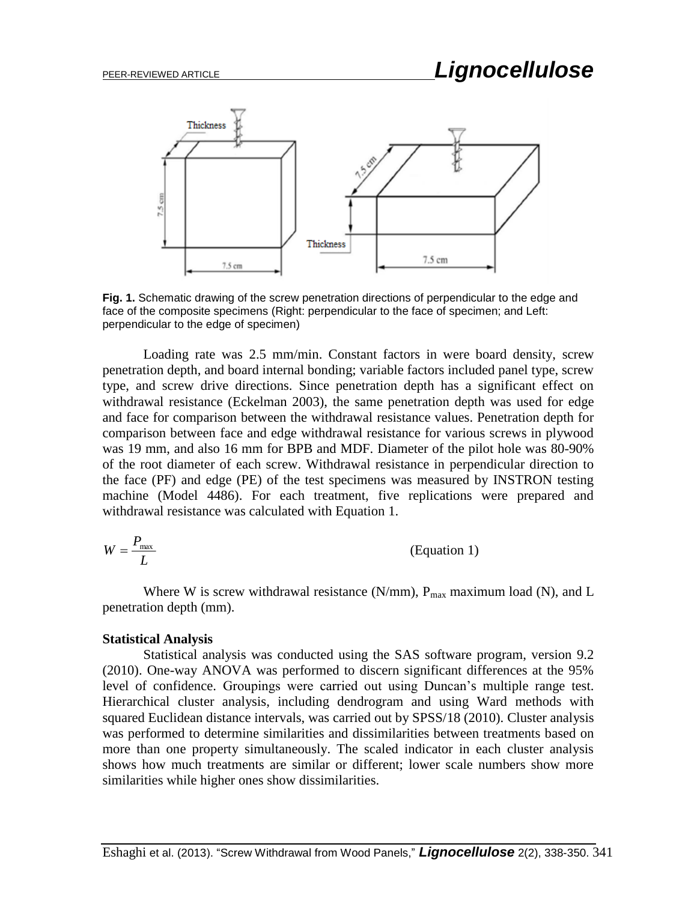**Fig. 1.** Schematic drawing of the screw penetration directions of perpendicular to the edge and face of the composite specimens (Right: perpendicular to the face of specimen; and Left: perpendicular to the edge of specimen)

Loading rate was 2.5 mm/min. Constant factors in were board density, screw penetration depth, and board internal bonding; variable factors included panel type, screw type, and screw drive directions. Since penetration depth has a significant effect on withdrawal resistance (Eckelman 2003), the same penetration depth was used for edge and face for comparison between the withdrawal resistance values. Penetration depth for comparison between face and edge withdrawal resistance for various screws in plywood was 19 mm, and also 16 mm for BPB and MDF. Diameter of the pilot hole was 80-90% of the root diameter of each screw. Withdrawal resistance in perpendicular direction to the face (PF) and edge (PE) of the test specimens was measured by INSTRON testing machine (Model 4486). For each treatment, five replications were prepared and withdrawal resistance was calculated with Equation 1.

$$W = \frac{P_{max}}{L} \qquad \text{(Equation 1)}$$

Where W is screw withdrawal resistance (N/mm), $P_{max}$ maximum load (N), and L penetration depth (mm).

### Statistical Analysis

Statistical analysis was conducted using the SAS software program, version 9.2 (2010). One-way ANOVA was performed to discern significant differences at the 95% level of confidence. Groupings were carried out using Duncan's multiple range test. Hierarchical cluster analysis, including dendrogram and using Ward methods with squared Euclidean distance intervals, was carried out by SPSS/18 (2010). Cluster analysis was performed to determine similarities and dissimilarities between treatments based on more than one property simultaneously. The scaled indicator in each cluster analysis shows how much treatments are similar or different; lower scale numbers show more similarities while higher ones show dissimilarities.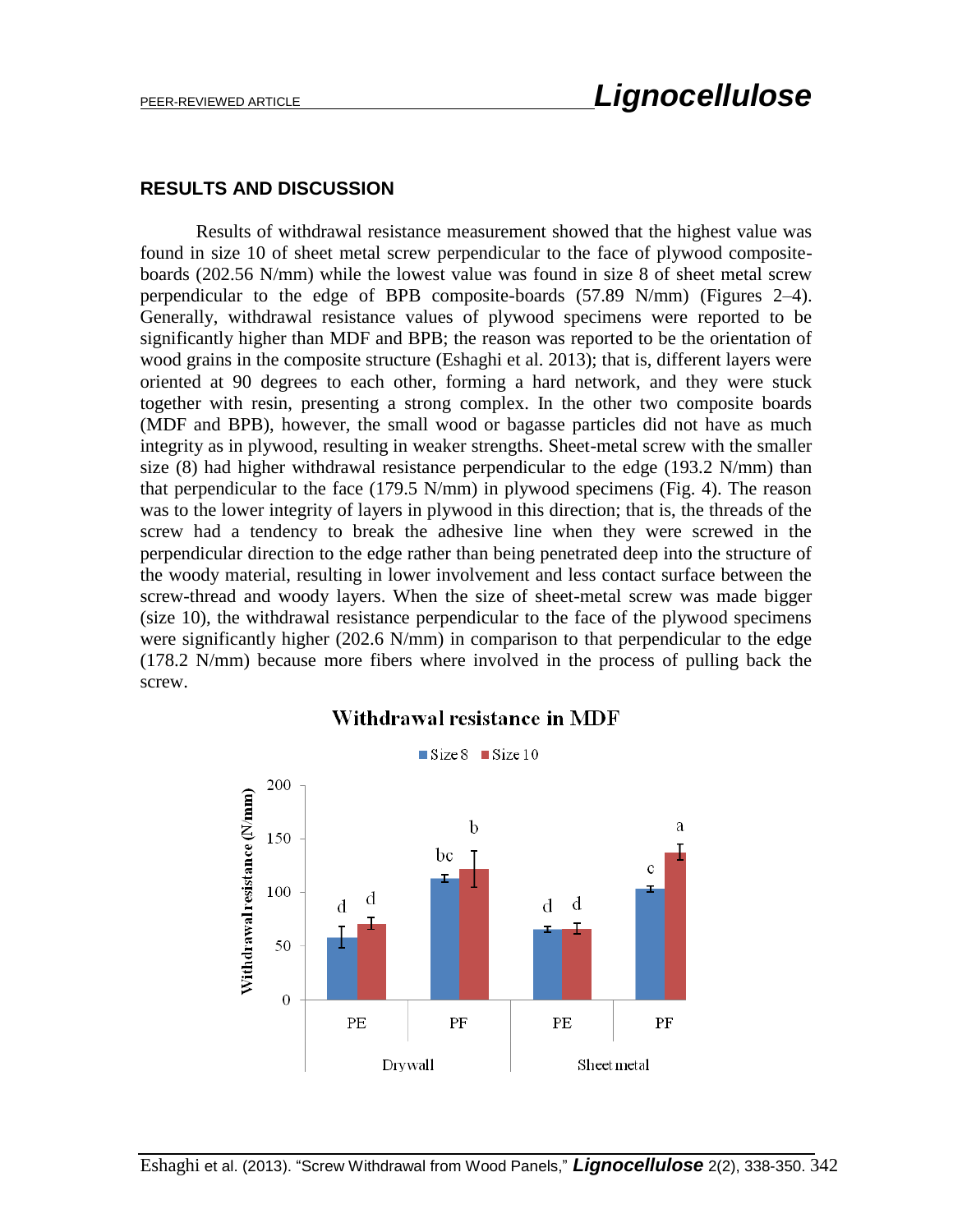## RESULTS AND DISCUSSION

Results of withdrawal resistance measurement showed that the highest value was found in size 10 of sheet metal screw perpendicular to the face of plywood composite-boards (202.56 N/mm) while the lowest value was found in size 8 of sheet metal screw perpendicular to the edge of BPB composite-boards (57.89 N/mm) (Figures 2–4). Generally, withdrawal resistance values of plywood specimens were reported to be significantly higher than MDF and BPB; the reason was reported to be the orientation of wood grains in the composite structure (Eshaghi et al. 2013); that is, different layers were oriented at 90 degrees to each other, forming a hard network, and they were stuck together with resin, presenting a strong complex. In the other two composite boards (MDF and BPB), however, the small wood or bagasse particles did not have as much integrity as in plywood, resulting in weaker strengths. Sheet-metal screw with the smaller size (8) had higher withdrawal resistance perpendicular to the edge (193.2 N/mm) than that perpendicular to the face (179.5 N/mm) in plywood specimens (Fig. 4). The reason was to the lower integrity of layers in plywood in this direction; that is, the threads of the screw had a tendency to break the adhesive line when they were screwed in the perpendicular direction to the edge rather than being penetrated deep into the structure of the woody material, resulting in lower involvement and less contact surface between the screw-thread and woody layers. When the size of sheet-metal screw was made bigger (size 10), the withdrawal resistance perpendicular to the face of the plywood specimens were significantly higher (202.6 N/mm) in comparison to that perpendicular to the edge (178.2 N/mm) because more fibers where involved in the process of pulling back the screw.

**Withdrawal resistance in MDF**

| Screw type | Direction | Size 8 (N/mm) | Size 10 (N/mm) |
|---|---|---|---|
| Drywall | PE | d | d |
| Drywall | PF | bc | b |
| Sheet metal | PE | d | d |
| Sheet metal | PF | c | a |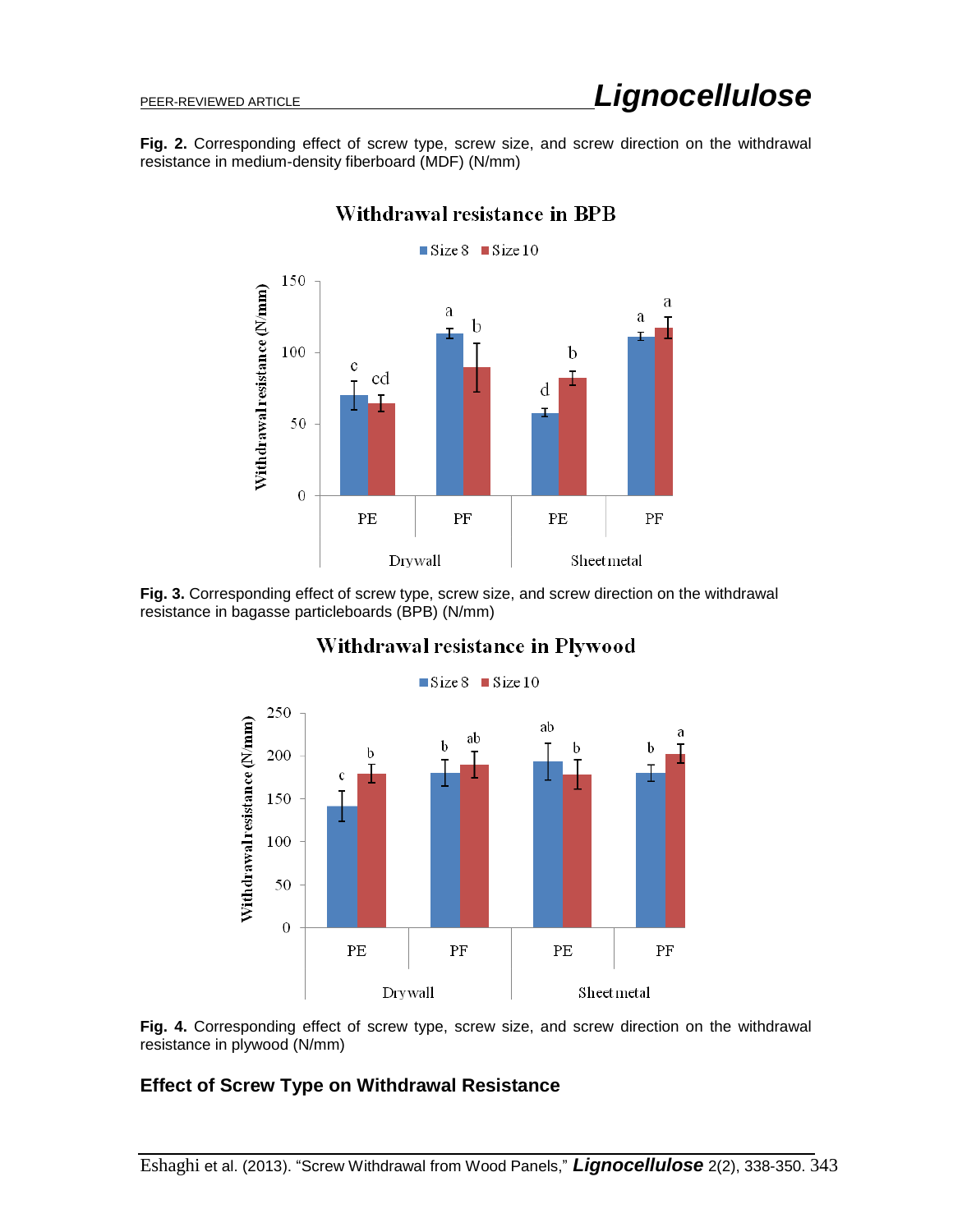**Fig. 2.** Corresponding effect of screw type, screw size, and screw direction on the withdrawal resistance in medium-density fiberboard (MDF) (N/mm)

**Fig. 3.** Corresponding effect of screw type, screw size, and screw direction on the withdrawal resistance in bagasse particleboards (BPB) (N/mm)

**Fig. 4.** Corresponding effect of screw type, screw size, and screw direction on the withdrawal resistance in plywood (N/mm)

## Effect of Screw Type on Withdrawal Resistance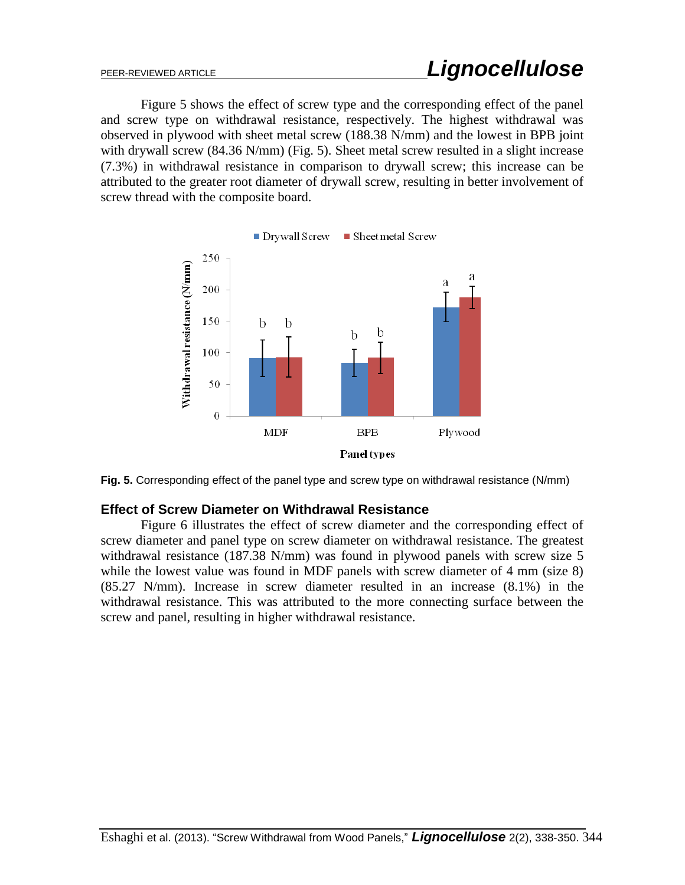Figure 5 shows the effect of screw type and the corresponding effect of the panel and screw type on withdrawal resistance, respectively. The highest withdrawal was observed in plywood with sheet metal screw (188.38 N/mm) and the lowest in BPB joint with drywall screw (84.36 N/mm) (Fig. 5). Sheet metal screw resulted in a slight increase (7.3%) in withdrawal resistance in comparison to drywall screw; this increase can be attributed to the greater root diameter of drywall screw, resulting in better involvement of screw thread with the composite board.

**Fig. 5.** Corresponding effect of the panel type and screw type on withdrawal resistance (N/mm)

### Effect of Screw Diameter on Withdrawal Resistance

Figure 6 illustrates the effect of screw diameter and the corresponding effect of screw diameter and panel type on screw diameter on withdrawal resistance. The greatest withdrawal resistance (187.38 N/mm) was found in plywood panels with screw size 5 while the lowest value was found in MDF panels with screw diameter of 4 mm (size 8) (85.27 N/mm). Increase in screw diameter resulted in an increase (8.1%) in the withdrawal resistance. This was attributed to the more connecting surface between the screw and panel, resulting in higher withdrawal resistance.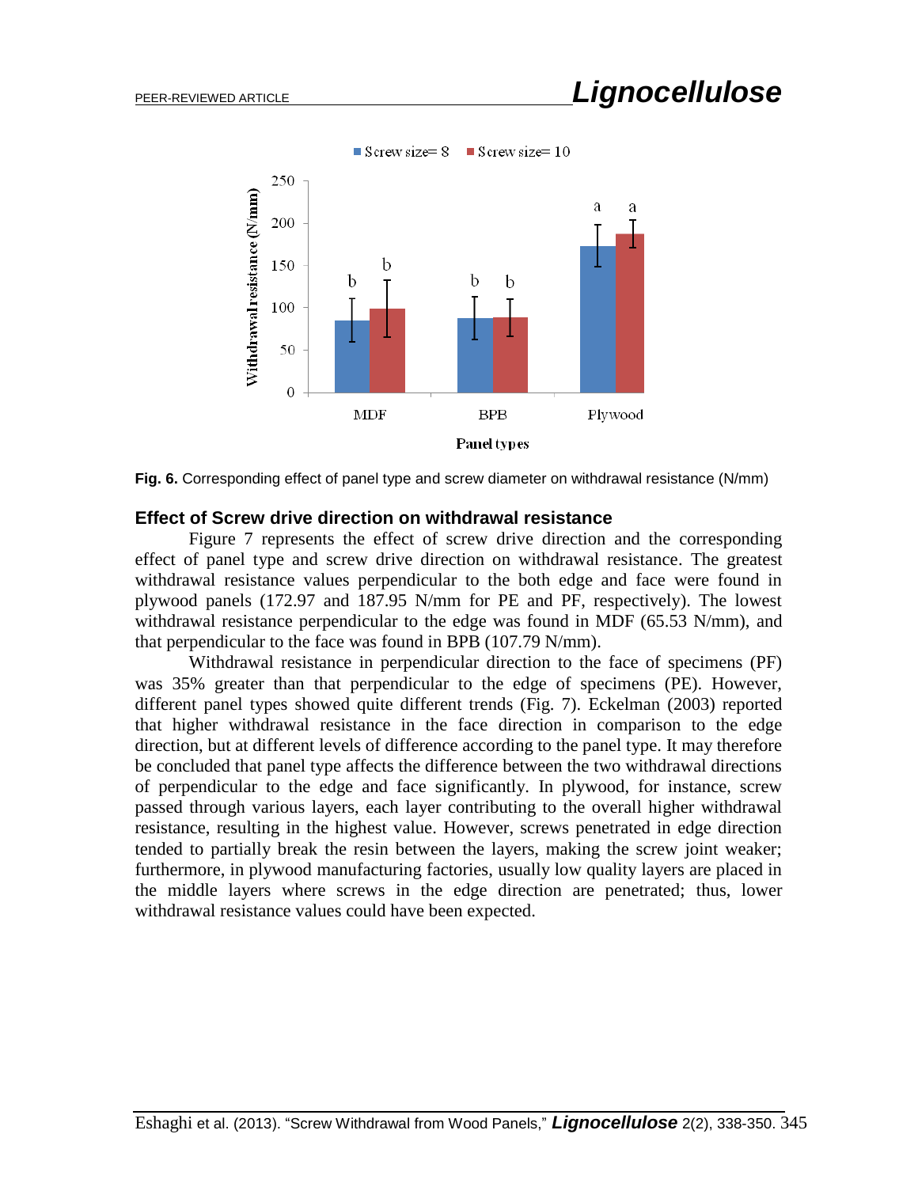**Fig. 6.** Corresponding effect of panel type and screw diameter on withdrawal resistance (N/mm)

## Effect of Screw drive direction on withdrawal resistance

Figure 7 represents the effect of screw drive direction and the corresponding effect of panel type and screw drive direction on withdrawal resistance. The greatest withdrawal resistance values perpendicular to the both edge and face were found in plywood panels (172.97 and 187.95 N/mm for PE and PF, respectively). The lowest withdrawal resistance perpendicular to the edge was found in MDF (65.53 N/mm), and that perpendicular to the face was found in BPB (107.79 N/mm).

Withdrawal resistance in perpendicular direction to the face of specimens (PF) was 35% greater than that perpendicular to the edge of specimens (PE). However, different panel types showed quite different trends (Fig. 7). Eckelman (2003) reported that higher withdrawal resistance in the face direction in comparison to the edge direction, but at different levels of difference according to the panel type. It may therefore be concluded that panel type affects the difference between the two withdrawal directions of perpendicular to the edge and face significantly. In plywood, for instance, screw passed through various layers, each layer contributing to the overall higher withdrawal resistance, resulting in the highest value. However, screws penetrated in edge direction tended to partially break the resin between the layers, making the screw joint weaker; furthermore, in plywood manufacturing factories, usually low quality layers are placed in the middle layers where screws in the edge direction are penetrated; thus, lower withdrawal resistance values could have been expected.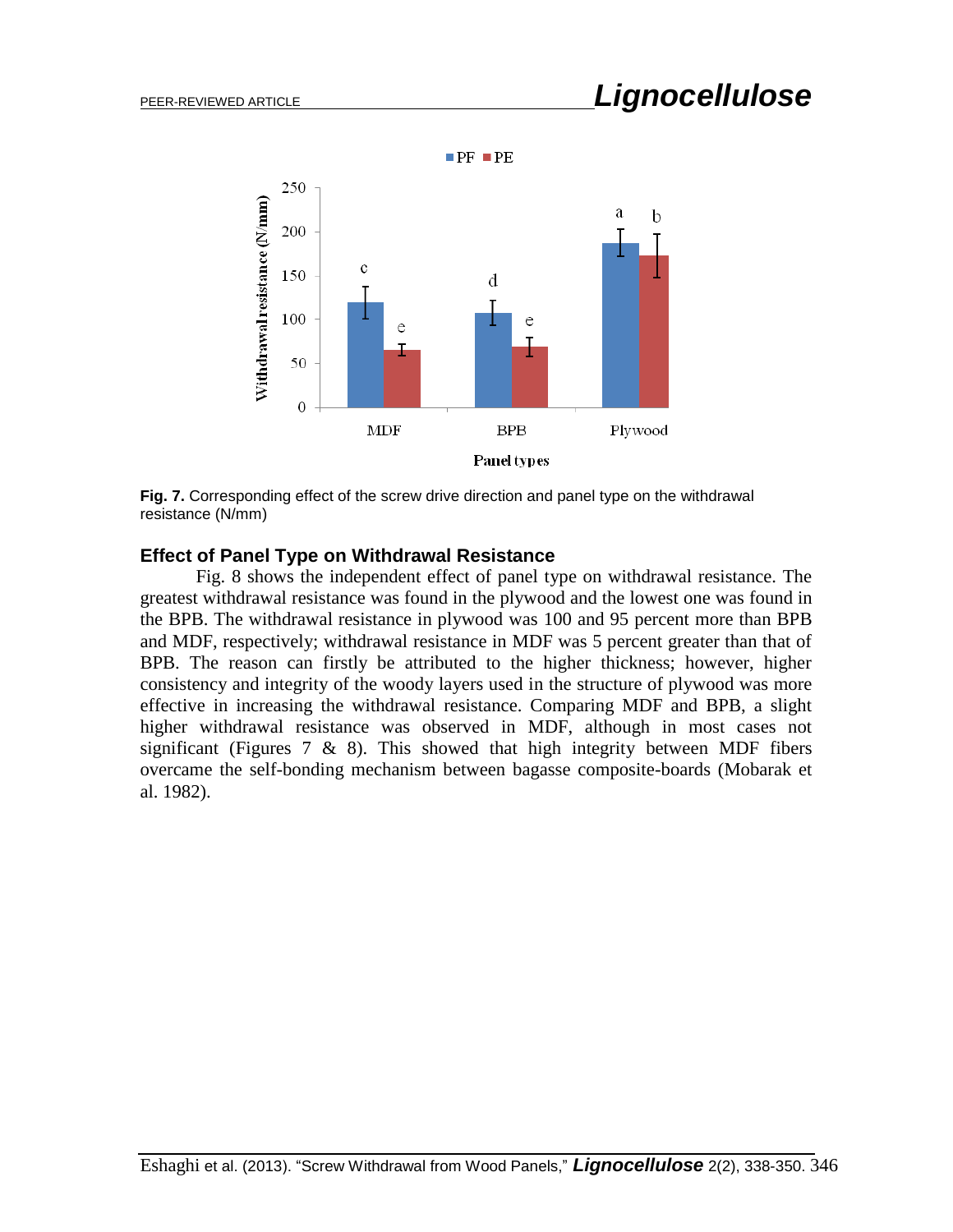**Fig. 7.** Corresponding effect of the screw drive direction and panel type on the withdrawal resistance (N/mm)

## Effect of Panel Type on Withdrawal Resistance

Fig. 8 shows the independent effect of panel type on withdrawal resistance. The greatest withdrawal resistance was found in the plywood and the lowest one was found in the BPB. The withdrawal resistance in plywood was 100 and 95 percent more than BPB and MDF, respectively; withdrawal resistance in MDF was 5 percent greater than that of BPB. The reason can firstly be attributed to the higher thickness; however, higher consistency and integrity of the woody layers used in the structure of plywood was more effective in increasing the withdrawal resistance. Comparing MDF and BPB, a slight higher withdrawal resistance was observed in MDF, although in most cases not significant (Figures 7 & 8). This showed that high integrity between MDF fibers overcame the self-bonding mechanism between bagasse composite-boards (Mobarak et al. 1982).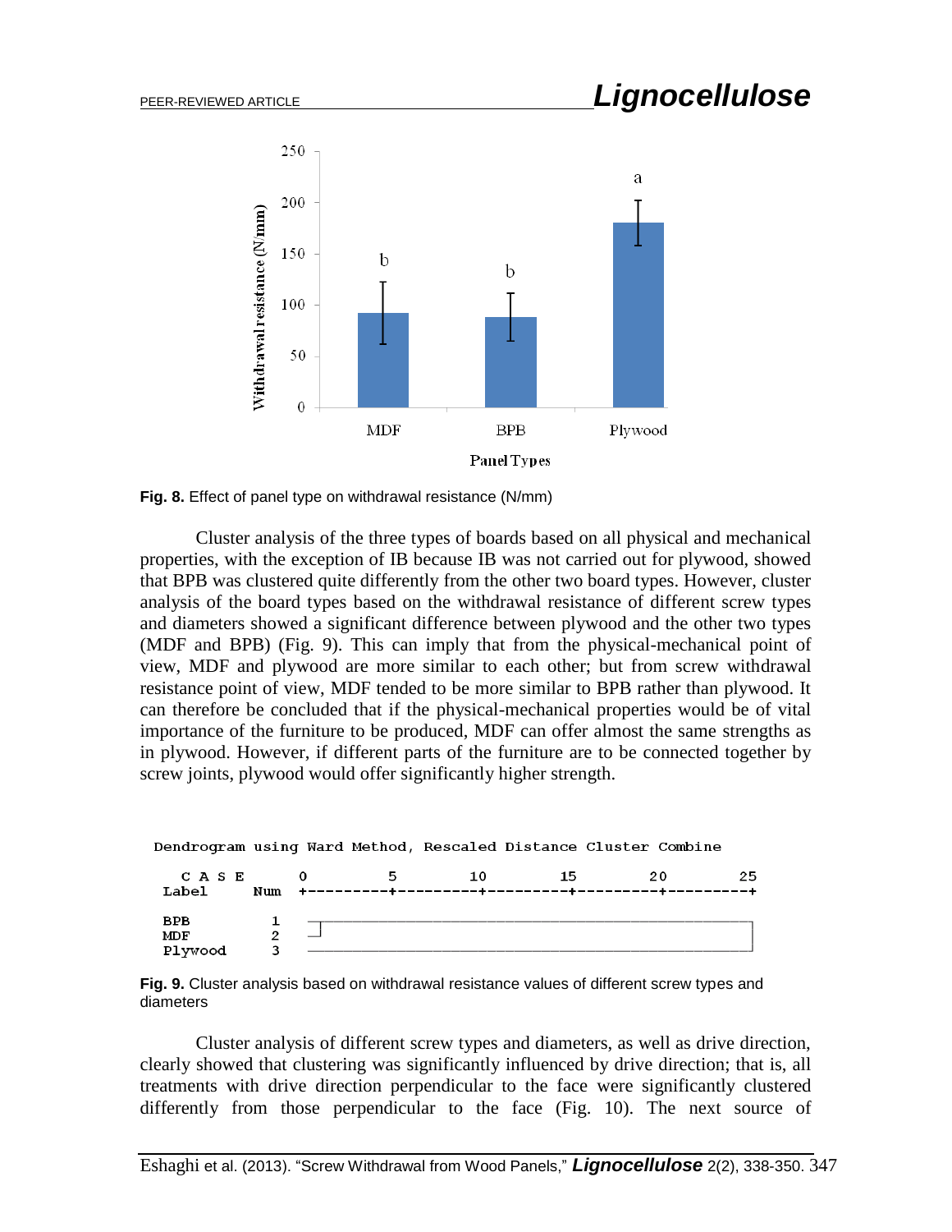**Fig. 8.** Effect of panel type on withdrawal resistance (N/mm)

Cluster analysis of the three types of boards based on all physical and mechanical properties, with the exception of IB because IB was not carried out for plywood, showed that BPB was clustered quite differently from the other two board types. However, cluster analysis of the board types based on the withdrawal resistance of different screw types and diameters showed a significant difference between plywood and the other two types (MDF and BPB) (Fig. 9). This can imply that from the physical-mechanical point of view, MDF and plywood are more similar to each other; but from screw withdrawal resistance point of view, MDF tended to be more similar to BPB rather than plywood. It can therefore be concluded that if the physical-mechanical properties would be of vital importance of the furniture to be produced, MDF can offer almost the same strengths as in plywood. However, if different parts of the furniture are to be connected together by screw joints, plywood would offer significantly higher strength.

**Fig. 9.** Cluster analysis based on withdrawal resistance values of different screw types and diameters

Cluster analysis of different screw types and diameters, as well as drive direction, clearly showed that clustering was significantly influenced by drive direction; that is, all treatments with drive direction perpendicular to the face were significantly clustered differently from those perpendicular to the face (Fig. 10). The next source of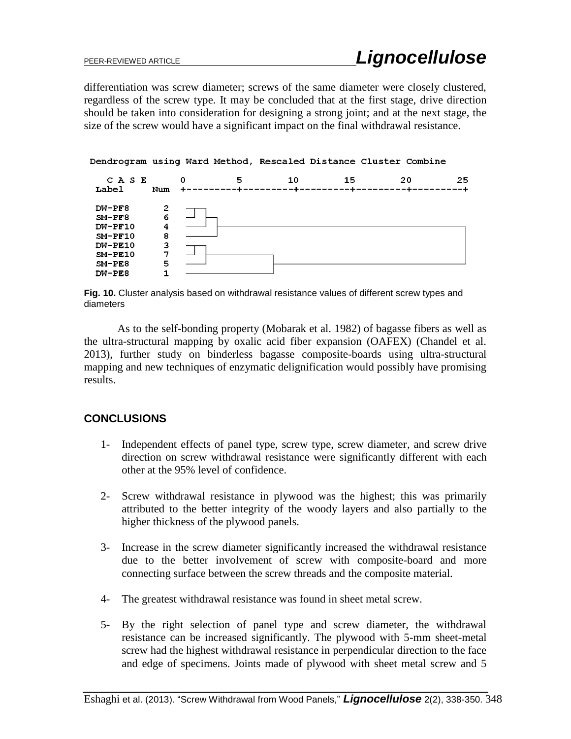differentiation was screw diameter; screws of the same diameter were closely clustered, regardless of the screw type. It may be concluded that at the first stage, drive direction should be taken into consideration for designing a strong joint; and at the next stage, the size of the screw would have a significant impact on the final withdrawal resistance.

```
Dendrogram using Ward Method, Rescaled Distance Cluster Combine

  C A S E        0         5        10        15        20        25
 Label     Num   +---------+---------+---------+---------+---------+

 DW-PF8     2
 SM-PF8     6
 DW-PF10    4
 SM-PF10    8
 DW-PE10    3
 SM-PE10    7
 SM-PE8     5
 DW-PE8     1
```

**Fig. 10.** Cluster analysis based on withdrawal resistance values of different screw types and diameters

As to the self-bonding property (Mobarak et al. 1982) of bagasse fibers as well as the ultra-structural mapping by oxalic acid fiber expansion (OAFEX) (Chandel et al. 2013), further study on binderless bagasse composite-boards using ultra-structural mapping and new techniques of enzymatic delignification would possibly have promising results.

## CONCLUSIONS

1- Independent effects of panel type, screw type, screw diameter, and screw drive direction on screw withdrawal resistance were significantly different with each other at the 95% level of confidence.

2- Screw withdrawal resistance in plywood was the highest; this was primarily attributed to the better integrity of the woody layers and also partially to the higher thickness of the plywood panels.

3- Increase in the screw diameter significantly increased the withdrawal resistance due to the better involvement of screw with composite-board and more connecting surface between the screw threads and the composite material.

4- The greatest withdrawal resistance was found in sheet metal screw.

5- By the right selection of panel type and screw diameter, the withdrawal resistance can be increased significantly. The plywood with 5-mm sheet-metal screw had the highest withdrawal resistance in perpendicular direction to the face and edge of specimens. Joints made of plywood with sheet metal screw and 5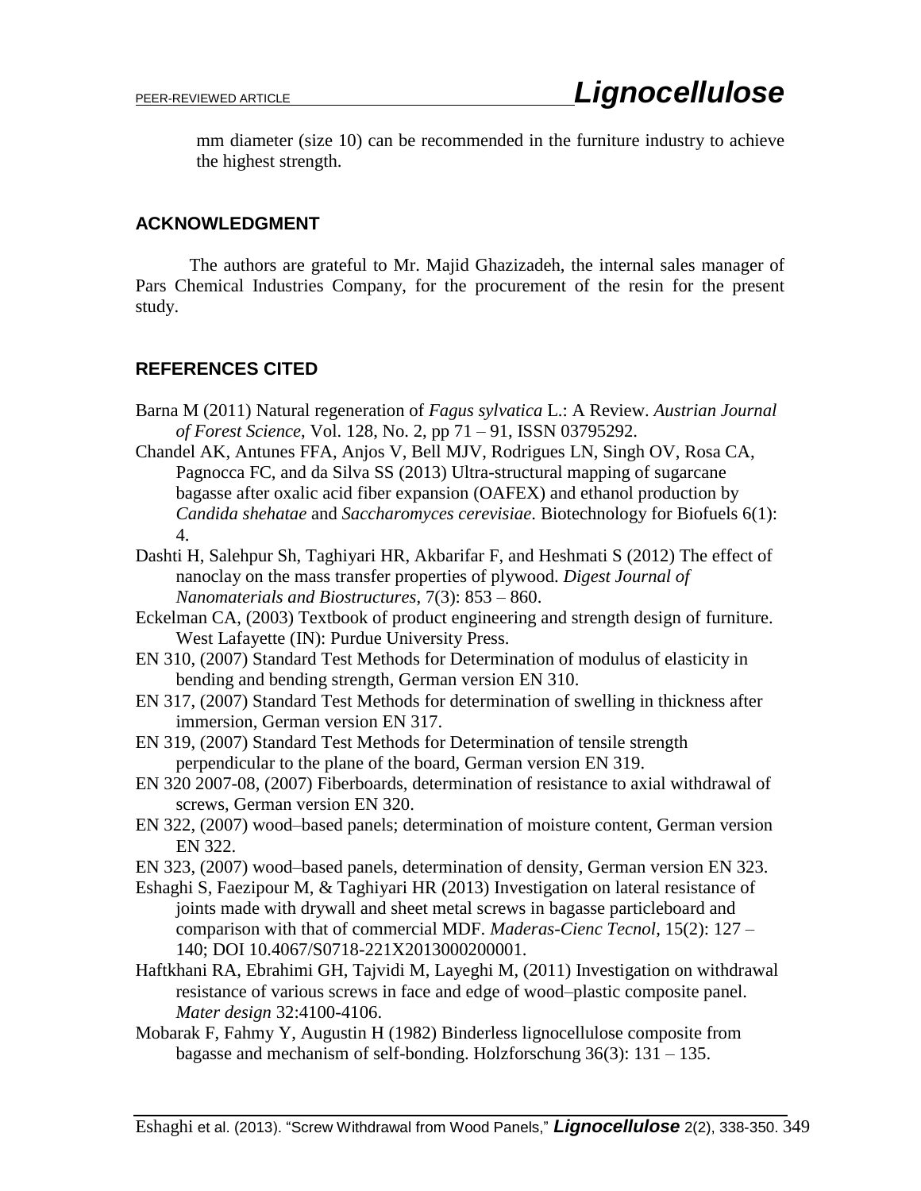mm diameter (size 10) can be recommended in the furniture industry to achieve the highest strength.

## ACKNOWLEDGMENT

The authors are grateful to Mr. Majid Ghazizadeh, the internal sales manager of Pars Chemical Industries Company, for the procurement of the resin for the present study.

## REFERENCES CITED

Barna M (2011) Natural regeneration of *Fagus sylvatica* L.: A Review. *Austrian Journal of Forest Science*, Vol. 128, No. 2, pp 71 – 91, ISSN 03795292.

Chandel AK, Antunes FFA, Anjos V, Bell MJV, Rodrigues LN, Singh OV, Rosa CA, Pagnocca FC, and da Silva SS (2013) Ultra-structural mapping of sugarcane bagasse after oxalic acid fiber expansion (OAFEX) and ethanol production by *Candida shehatae* and *Saccharomyces cerevisiae*. Biotechnology for Biofuels 6(1): 4.

Dashti H, Salehpur Sh, Taghiyari HR, Akbarifar F, and Heshmati S (2012) The effect of nanoclay on the mass transfer properties of plywood. *Digest Journal of Nanomaterials and Biostructures*, 7(3): 853 – 860.

Eckelman CA, (2003) Textbook of product engineering and strength design of furniture. West Lafayette (IN): Purdue University Press.

EN 310, (2007) Standard Test Methods for Determination of modulus of elasticity in bending and bending strength, German version EN 310.

EN 317, (2007) Standard Test Methods for determination of swelling in thickness after immersion, German version EN 317.

EN 319, (2007) Standard Test Methods for Determination of tensile strength perpendicular to the plane of the board, German version EN 319.

EN 320 2007-08, (2007) Fiberboards, determination of resistance to axial withdrawal of screws, German version EN 320.

EN 322, (2007) wood–based panels; determination of moisture content, German version EN 322.

EN 323, (2007) wood–based panels, determination of density, German version EN 323.

Eshaghi S, Faezipour M, & Taghiyari HR (2013) Investigation on lateral resistance of joints made with drywall and sheet metal screws in bagasse particleboard and comparison with that of commercial MDF. *Maderas-Cienc Tecnol*, 15(2): 127 – 140; DOI 10.4067/S0718-221X2013000200001.

Haftkhani RA, Ebrahimi GH, Tajvidi M, Layeghi M, (2011) Investigation on withdrawal resistance of various screws in face and edge of wood–plastic composite panel. *Mater design* 32:4100-4106.

Mobarak F, Fahmy Y, Augustin H (1982) Binderless lignocellulose composite from bagasse and mechanism of self-bonding. Holzforschung 36(3): 131 – 135.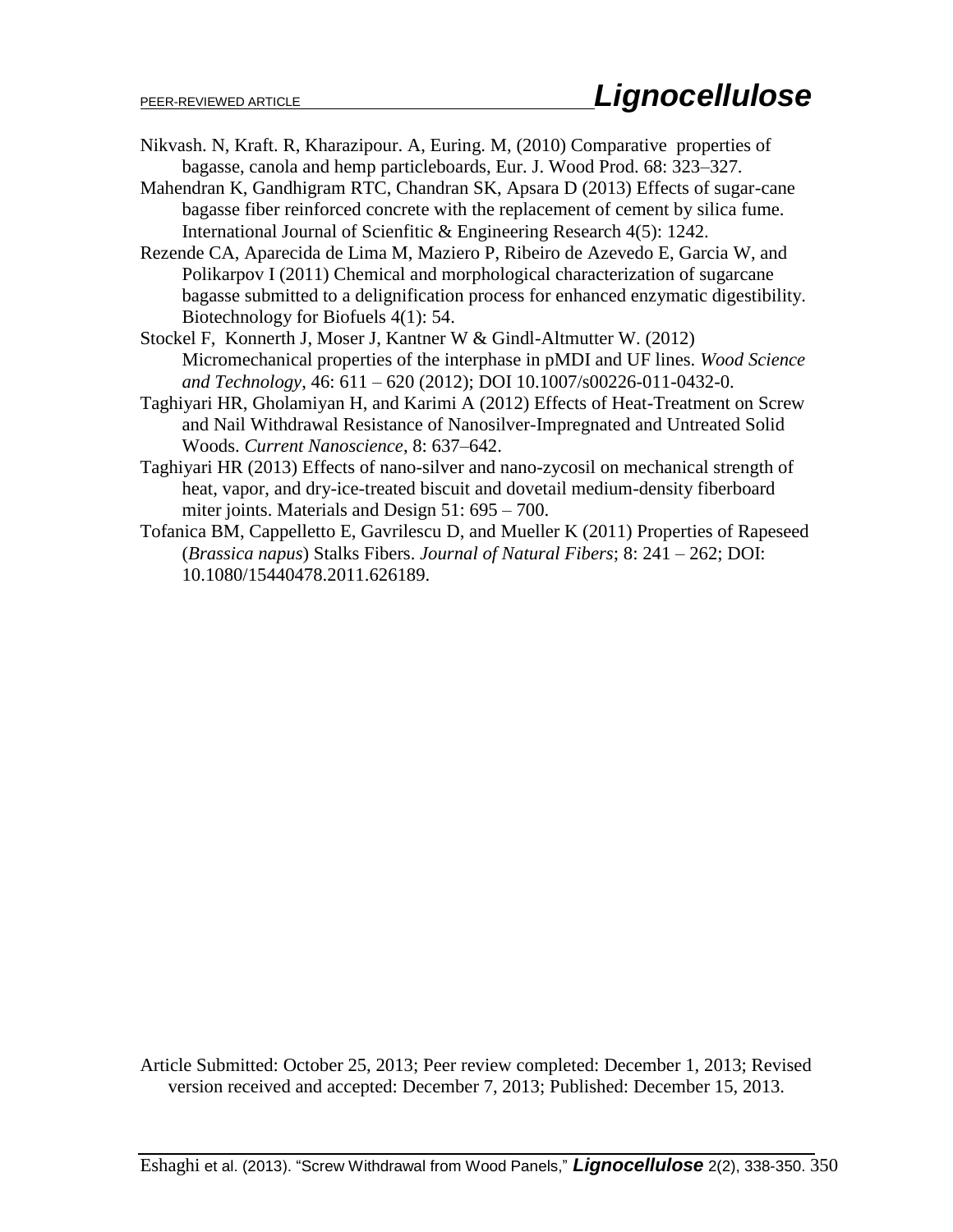Nikvash. N, Kraft. R, Kharazipour. A, Euring. M, (2010) Comparative properties of bagasse, canola and hemp particleboards, Eur. J. Wood Prod. 68: 323–327.

Mahendran K, Gandhigram RTC, Chandran SK, Apsara D (2013) Effects of sugar-cane bagasse fiber reinforced concrete with the replacement of cement by silica fume. International Journal of Scienfitic & Engineering Research 4(5): 1242.

Rezende CA, Aparecida de Lima M, Maziero P, Ribeiro de Azevedo E, Garcia W, and Polikarpov I (2011) Chemical and morphological characterization of sugarcane bagasse submitted to a delignification process for enhanced enzymatic digestibility. Biotechnology for Biofuels 4(1): 54.

Stockel F, Konnerth J, Moser J, Kantner W & Gindl-Altmutter W. (2012) Micromechanical properties of the interphase in pMDI and UF lines. *Wood Science and Technology*, 46: 611 – 620 (2012); DOI 10.1007/s00226-011-0432-0.

Taghiyari HR, Gholamiyan H, and Karimi A (2012) Effects of Heat-Treatment on Screw and Nail Withdrawal Resistance of Nanosilver-Impregnated and Untreated Solid Woods. *Current Nanoscience*, 8: 637–642.

Taghiyari HR (2013) Effects of nano-silver and nano-zycosil on mechanical strength of heat, vapor, and dry-ice-treated biscuit and dovetail medium-density fiberboard miter joints. Materials and Design 51: 695 – 700.

Tofanica BM, Cappelletto E, Gavrilescu D, and Mueller K (2011) Properties of Rapeseed (*Brassica napus*) Stalks Fibers. *Journal of Natural Fibers*; 8: 241 – 262; DOI: 10.1080/15440478.2011.626189.

Article Submitted: October 25, 2013; Peer review completed: December 1, 2013; Revised version received and accepted: December 7, 2013; Published: December 15, 2013.